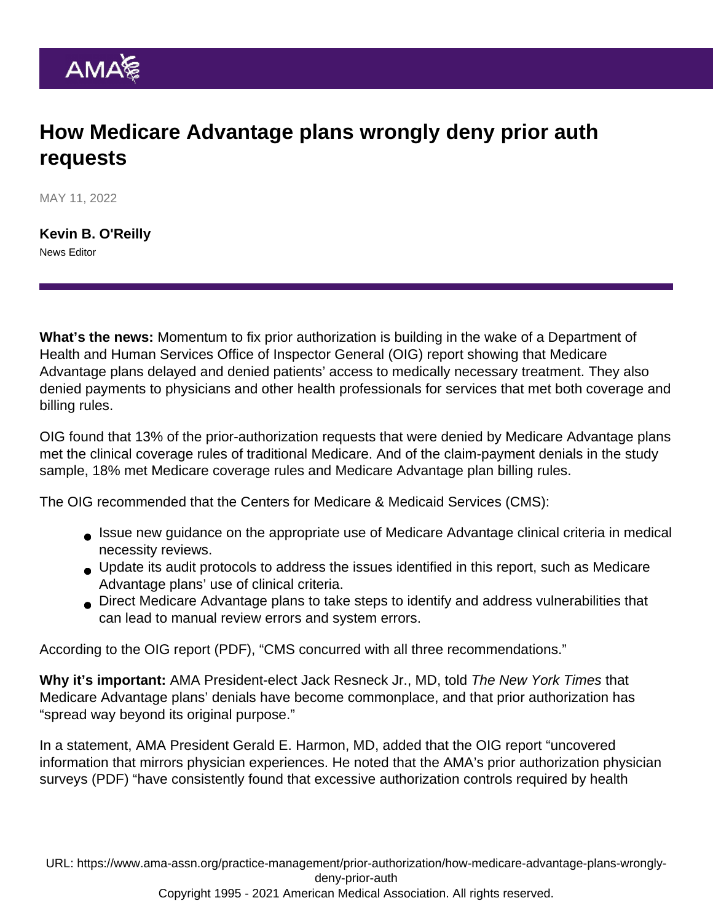# How Medicare Advantage plans wrongly deny prior auth requests

MAY 11, 2022

**Kevin B. O'Reilly**
News Editor

**What's the news:** Momentum to fix prior authorization is building in the wake of a Department of Health and Human Services Office of Inspector General (OIG) report showing that Medicare Advantage plans delayed and denied patients' access to medically necessary treatment. They also denied payments to physicians and other health professionals for services that met both coverage and billing rules.

OIG found that 13% of the prior-authorization requests that were denied by Medicare Advantage plans met the clinical coverage rules of traditional Medicare. And of the claim-payment denials in the study sample, 18% met Medicare coverage rules and Medicare Advantage plan billing rules.

The OIG recommended that the Centers for Medicare & Medicaid Services (CMS):

- Issue new guidance on the appropriate use of Medicare Advantage clinical criteria in medical necessity reviews.
- Update its audit protocols to address the issues identified in this report, such as Medicare Advantage plans' use of clinical criteria.
- Direct Medicare Advantage plans to take steps to identify and address vulnerabilities that can lead to manual review errors and system errors.

According to the OIG report (PDF), "CMS concurred with all three recommendations."

**Why it's important:** AMA President-elect Jack Resneck Jr., MD, told *The New York Times* that Medicare Advantage plans' denials have become commonplace, and that prior authorization has "spread way beyond its original purpose."

In a statement, AMA President Gerald E. Harmon, MD, added that the OIG report "uncovered information that mirrors physician experiences. He noted that the AMA's prior authorization physician surveys (PDF) "have consistently found that excessive authorization controls required by health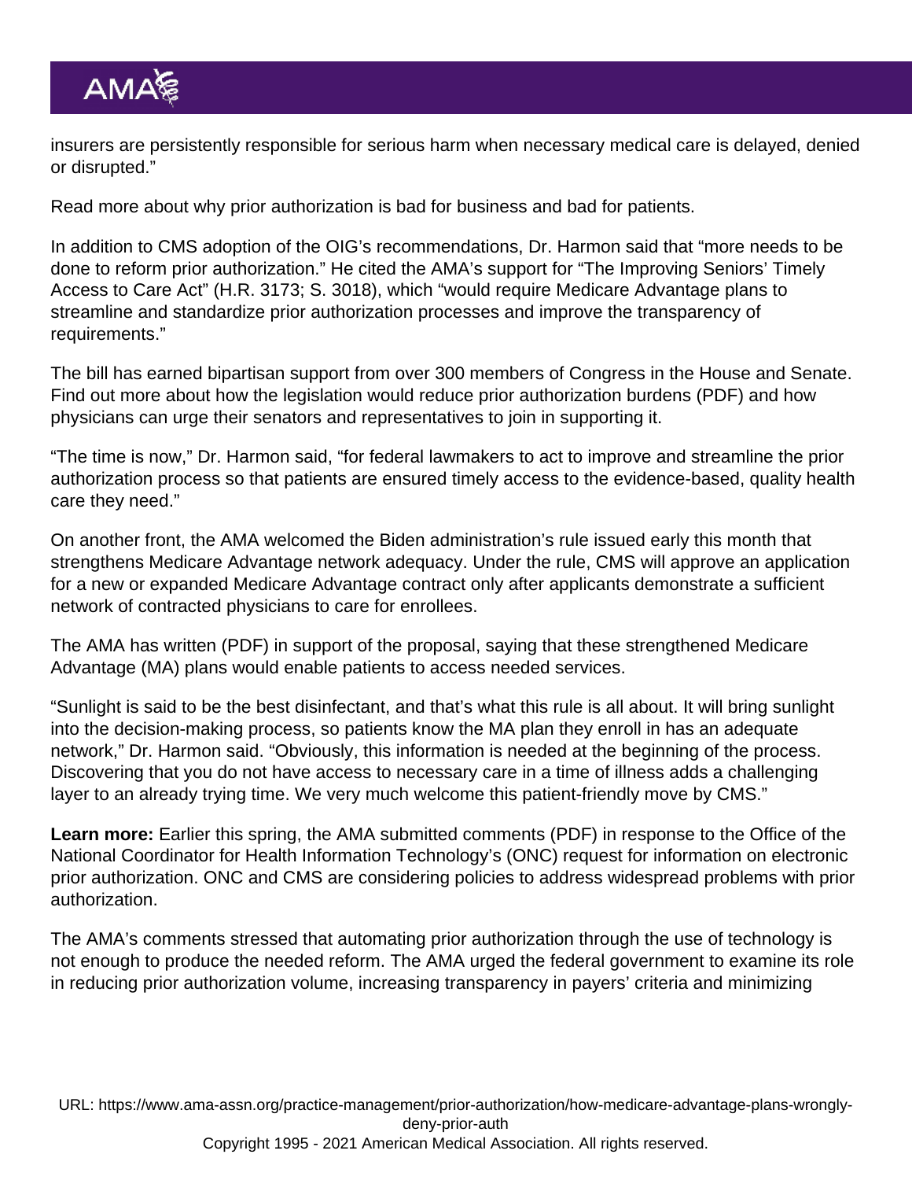insurers are persistently responsible for serious harm when necessary medical care is delayed, denied or disrupted."

Read more about why prior authorization is bad for business and bad for patients.

In addition to CMS adoption of the OIG's recommendations, Dr. Harmon said that "more needs to be done to reform prior authorization." He cited the AMA's support for "The Improving Seniors' Timely Access to Care Act" (H.R. 3173; S. 3018), which "would require Medicare Advantage plans to streamline and standardize prior authorization processes and improve the transparency of requirements."

The bill has earned bipartisan support from over 300 members of Congress in the House and Senate. Find out more about how the legislation would reduce prior authorization burdens (PDF) and how physicians can urge their senators and representatives to join in supporting it.

"The time is now," Dr. Harmon said, "for federal lawmakers to act to improve and streamline the prior authorization process so that patients are ensured timely access to the evidence-based, quality health care they need."

On another front, the AMA welcomed the Biden administration's rule issued early this month that strengthens Medicare Advantage network adequacy. Under the rule, CMS will approve an application for a new or expanded Medicare Advantage contract only after applicants demonstrate a sufficient network of contracted physicians to care for enrollees.

The AMA has written (PDF) in support of the proposal, saying that these strengthened Medicare Advantage (MA) plans would enable patients to access needed services.

"Sunlight is said to be the best disinfectant, and that's what this rule is all about. It will bring sunlight into the decision-making process, so patients know the MA plan they enroll in has an adequate network," Dr. Harmon said. "Obviously, this information is needed at the beginning of the process. Discovering that you do not have access to necessary care in a time of illness adds a challenging layer to an already trying time. We very much welcome this patient-friendly move by CMS."

**Learn more:** Earlier this spring, the AMA submitted comments (PDF) in response to the Office of the National Coordinator for Health Information Technology's (ONC) request for information on electronic prior authorization. ONC and CMS are considering policies to address widespread problems with prior authorization.

The AMA's comments stressed that automating prior authorization through the use of technology is not enough to produce the needed reform. The AMA urged the federal government to examine its role in reducing prior authorization volume, increasing transparency in payers' criteria and minimizing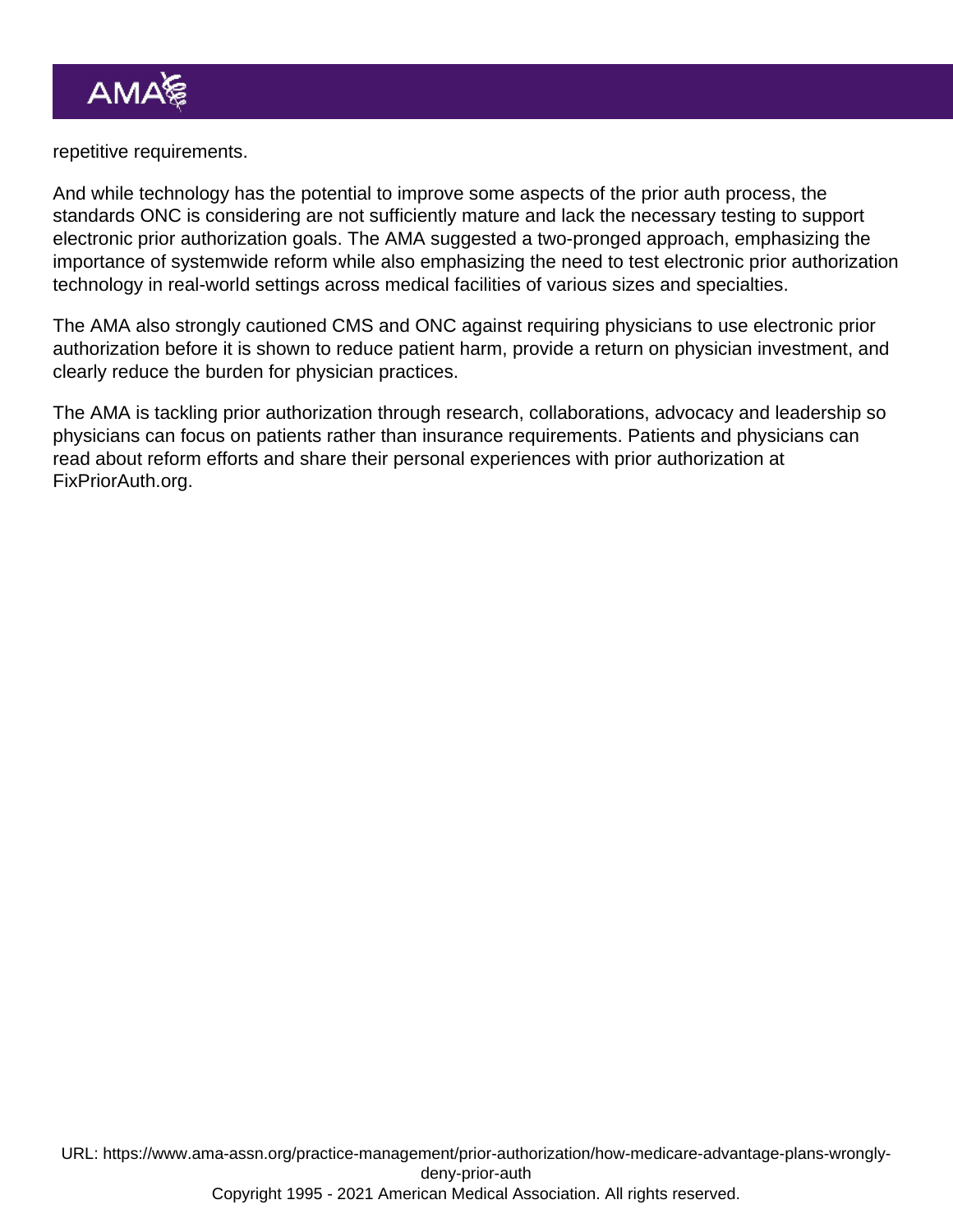repetitive requirements.

And while technology has the potential to improve some aspects of the prior auth process, the standards ONC is considering are not sufficiently mature and lack the necessary testing to support electronic prior authorization goals. The AMA suggested a two-pronged approach, emphasizing the importance of systemwide reform while also emphasizing the need to test electronic prior authorization technology in real-world settings across medical facilities of various sizes and specialties.

The AMA also strongly cautioned CMS and ONC against requiring physicians to use electronic prior authorization before it is shown to reduce patient harm, provide a return on physician investment, and clearly reduce the burden for physician practices.

The AMA is tackling prior authorization through research, collaborations, advocacy and leadership so physicians can focus on patients rather than insurance requirements. Patients and physicians can read about reform efforts and share their personal experiences with prior authorization at FixPriorAuth.org.